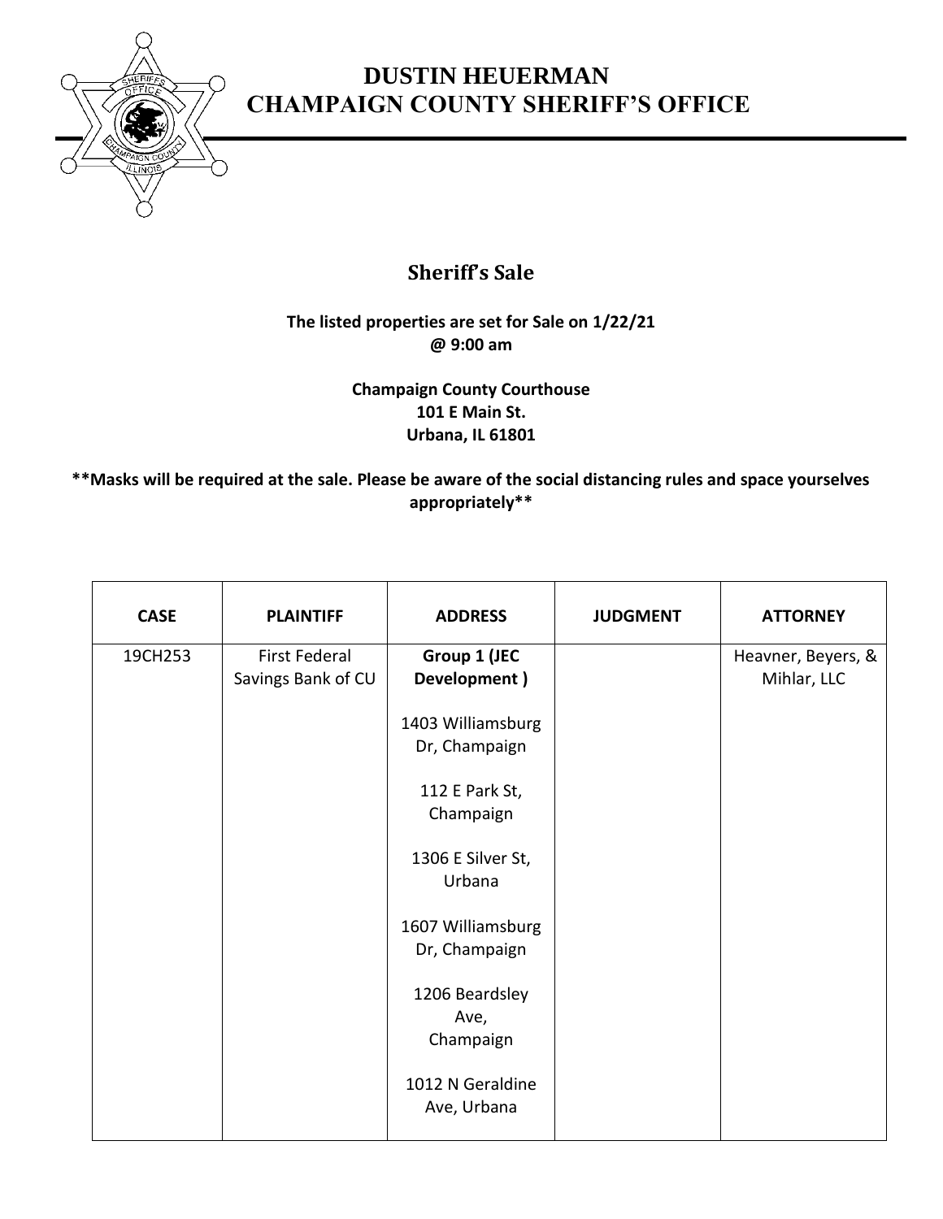# DUSTIN HEUERMAN
# CHAMPAIGN COUNTY SHERIFF'S OFFICE

## Sheriff's Sale

**The listed properties are set for Sale on 1/22/21 @ 9:00 am**

**Champaign County Courthouse**
**101 E Main St.**
**Urbana, IL 61801**

****Masks will be required at the sale. Please be aware of the social distancing rules and space yourselves appropriately****

| CASE | PLAINTIFF | ADDRESS | JUDGMENT | ATTORNEY |
|---|---|---|---|---|
| 19CH253 | First Federal Savings Bank of CU | **Group 1 (JEC Development )**<br><br>1403 Williamsburg Dr, Champaign<br><br>112 E Park St, Champaign<br><br>1306 E Silver St, Urbana<br><br>1607 Williamsburg Dr, Champaign<br><br>1206 Beardsley Ave, Champaign<br><br>1012 N Geraldine Ave, Urbana | | Heavner, Beyers, & Mihlar, LLC |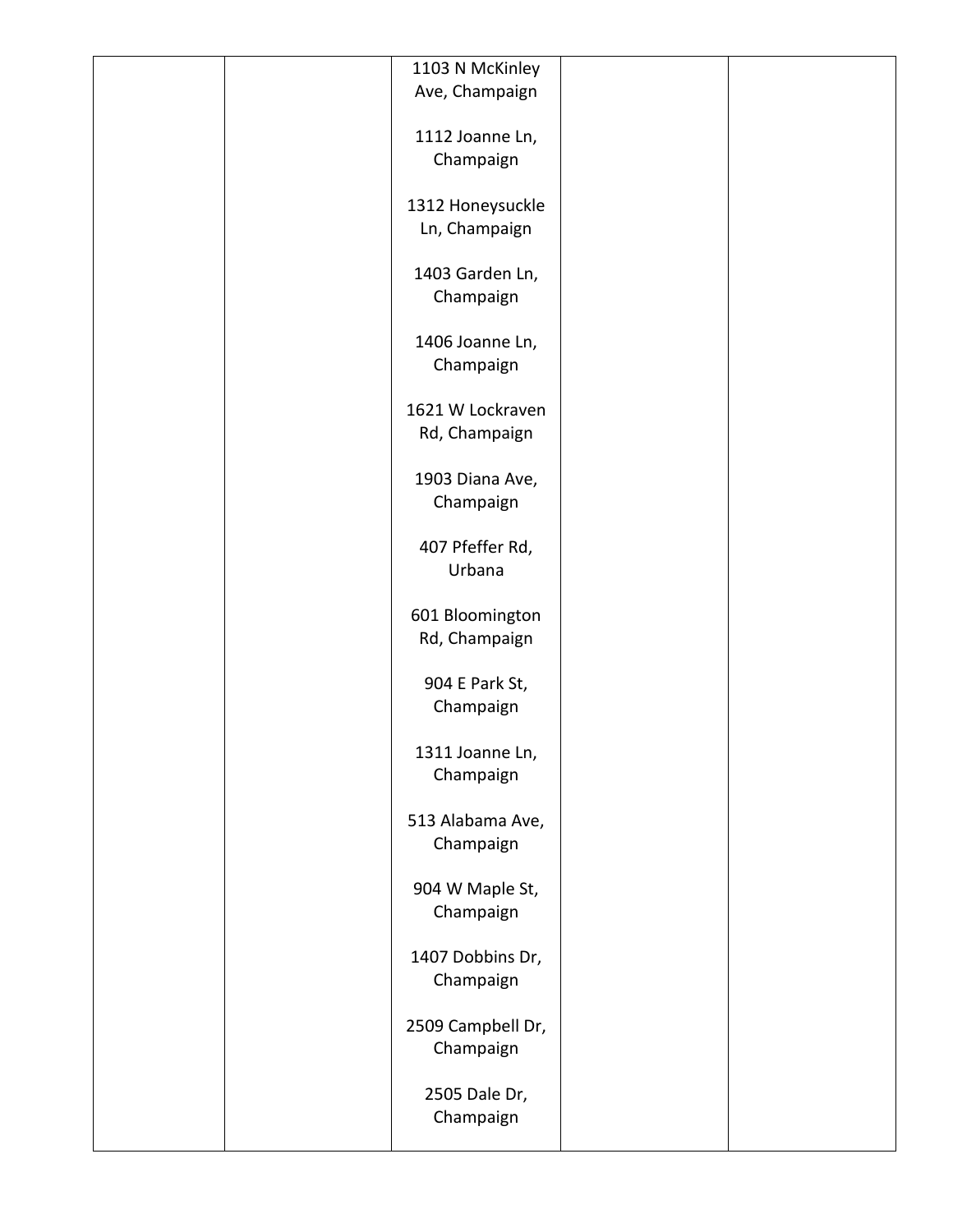| | | | | |
|---|---|---|---|---|
| | | 1103 N McKinley Ave, Champaign<br><br>1112 Joanne Ln, Champaign<br><br>1312 Honeysuckle Ln, Champaign<br><br>1403 Garden Ln, Champaign<br><br>1406 Joanne Ln, Champaign<br><br>1621 W Lockraven Rd, Champaign<br><br>1903 Diana Ave, Champaign<br><br>407 Pfeffer Rd, Urbana<br><br>601 Bloomington Rd, Champaign<br><br>904 E Park St, Champaign<br><br>1311 Joanne Ln, Champaign<br><br>513 Alabama Ave, Champaign<br><br>904 W Maple St, Champaign<br><br>1407 Dobbins Dr, Champaign<br><br>2509 Campbell Dr, Champaign<br><br>2505 Dale Dr, Champaign | | |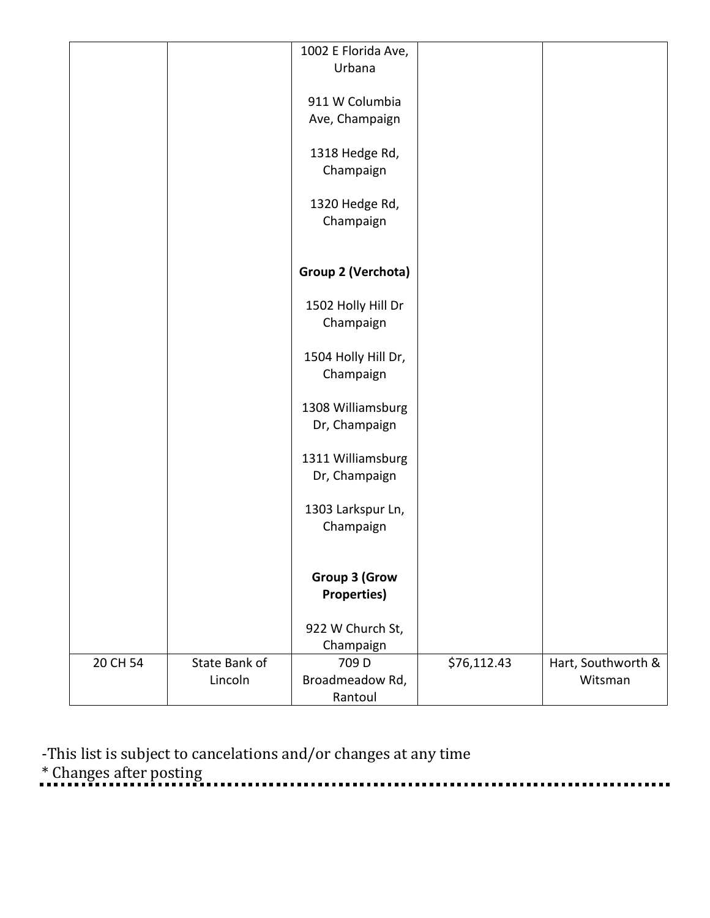| | | | | |
|---|---|---|---|---|
| | | 1002 E Florida Ave, Urbana<br><br>911 W Columbia Ave, Champaign<br><br>1318 Hedge Rd, Champaign<br><br>1320 Hedge Rd, Champaign<br><br>**Group 2 (Verchota)**<br><br>1502 Holly Hill Dr Champaign<br><br>1504 Holly Hill Dr, Champaign<br><br>1308 Williamsburg Dr, Champaign<br><br>1311 Williamsburg Dr, Champaign<br><br>1303 Larkspur Ln, Champaign<br><br>**Group 3 (Grow Properties)**<br><br>922 W Church St, Champaign | | |
| 20 CH 54 | State Bank of Lincoln | 709 D Broadmeadow Rd, Rantoul | $76,112.43 | Hart, Southworth & Witsman |

-This list is subject to cancelations and/or changes at any time
* Changes after posting